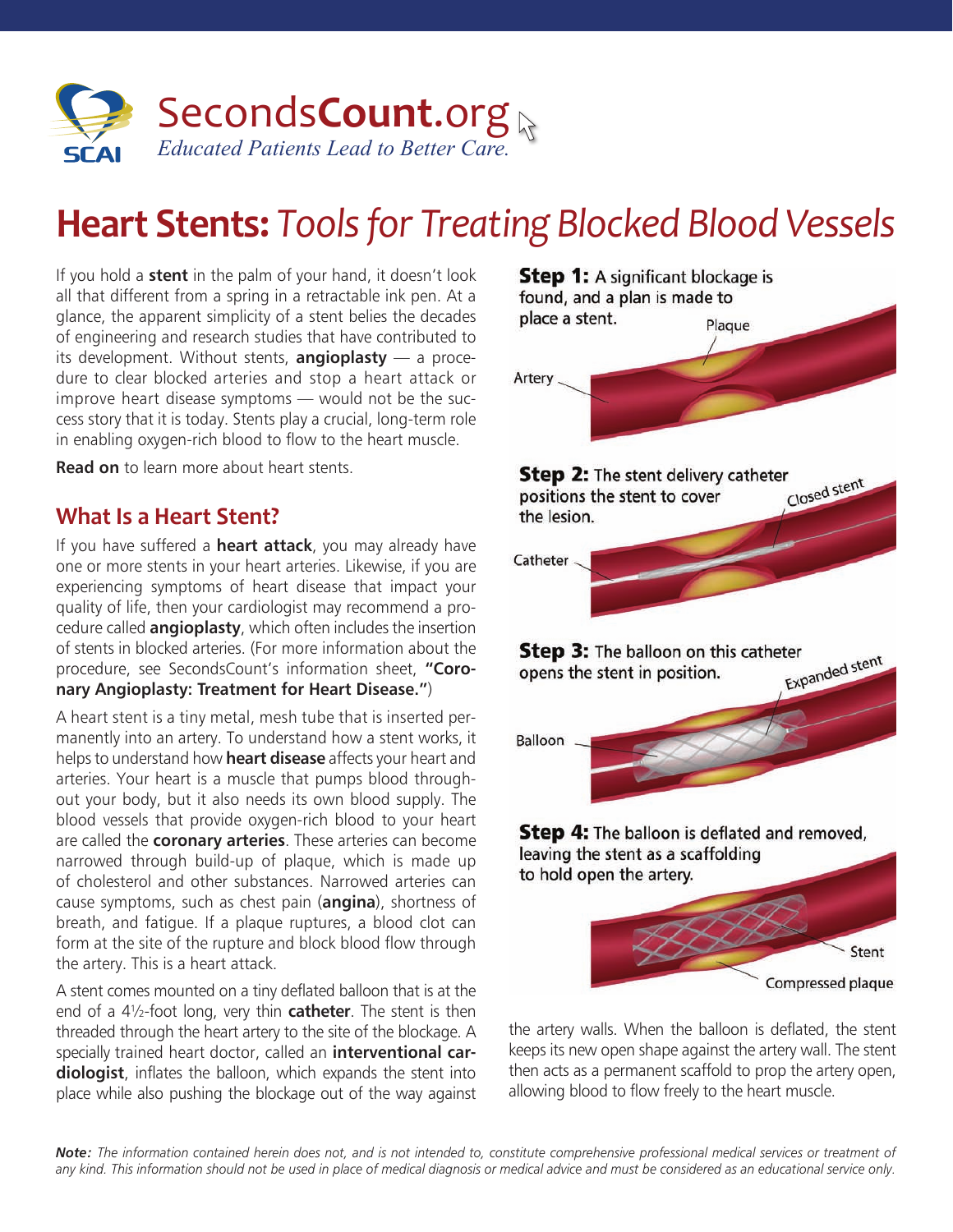SecondsCount.org

*Educated Patients Lead to Better Care.*

# Heart Stents: *Tools for Treating Blocked Blood Vessels*

If you hold a **stent** in the palm of your hand, it doesn't look all that different from a spring in a retractable ink pen. At a glance, the apparent simplicity of a stent belies the decades of engineering and research studies that have contributed to its development. Without stents, **angioplasty** — a procedure to clear blocked arteries and stop a heart attack or improve heart disease symptoms — would not be the success story that it is today. Stents play a crucial, long-term role in enabling oxygen-rich blood to flow to the heart muscle.

**Read on** to learn more about heart stents.

## What Is a Heart Stent?

If you have suffered a **heart attack**, you may already have one or more stents in your heart arteries. Likewise, if you are experiencing symptoms of heart disease that impact your quality of life, then your cardiologist may recommend a procedure called **angioplasty**, which often includes the insertion of stents in blocked arteries. (For more information about the procedure, see SecondsCount's information sheet, **"Coronary Angioplasty: Treatment for Heart Disease."**)

A heart stent is a tiny metal, mesh tube that is inserted permanently into an artery. To understand how a stent works, it helps to understand how **heart disease** affects your heart and arteries. Your heart is a muscle that pumps blood throughout your body, but it also needs its own blood supply. The blood vessels that provide oxygen-rich blood to your heart are called the **coronary arteries**. These arteries can become narrowed through build-up of plaque, which is made up of cholesterol and other substances. Narrowed arteries can cause symptoms, such as chest pain (**angina**), shortness of breath, and fatigue. If a plaque ruptures, a blood clot can form at the site of the rupture and block blood flow through the artery. This is a heart attack.

A stent comes mounted on a tiny deflated balloon that is at the end of a 4½-foot long, very thin **catheter**. The stent is then threaded through the heart artery to the site of the blockage. A specially trained heart doctor, called an **interventional cardiologist**, inflates the balloon, which expands the stent into place while also pushing the blockage out of the way against the artery walls. When the balloon is deflated, the stent keeps its new open shape against the artery wall. The stent then acts as a permanent scaffold to prop the artery open, allowing blood to flow freely to the heart muscle.

**Step 1:** A significant blockage is found, and a plan is made to place a stent.

Plaque
Artery

**Step 2:** The stent delivery catheter positions the stent to cover the lesion.

Closed stent
Catheter

**Step 3:** The balloon on this catheter opens the stent in position.

Expanded stent
Balloon

**Step 4:** The balloon is deflated and removed, leaving the stent as a scaffolding to hold open the artery.

Stent
Compressed plaque

***Note:*** *The information contained herein does not, and is not intended to, constitute comprehensive professional medical services or treatment of any kind. This information should not be used in place of medical diagnosis or medical advice and must be considered as an educational service only.*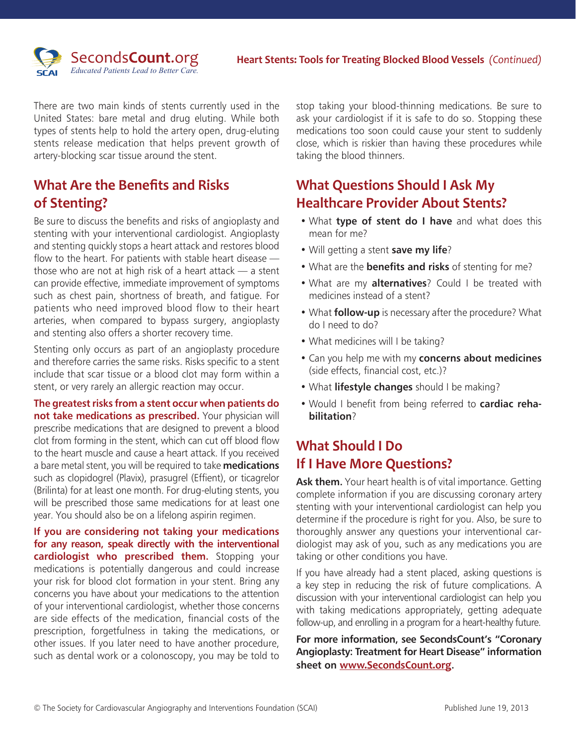There are two main kinds of stents currently used in the United States: bare metal and drug eluting. While both types of stents help to hold the artery open, drug-eluting stents release medication that helps prevent growth of artery-blocking scar tissue around the stent.

## What Are the Benefits and Risks of Stenting?

Be sure to discuss the benefits and risks of angioplasty and stenting with your interventional cardiologist. Angioplasty and stenting quickly stops a heart attack and restores blood flow to the heart. For patients with stable heart disease — those who are not at high risk of a heart attack — a stent can provide effective, immediate improvement of symptoms such as chest pain, shortness of breath, and fatigue. For patients who need improved blood flow to their heart arteries, when compared to bypass surgery, angioplasty and stenting also offers a shorter recovery time.

Stenting only occurs as part of an angioplasty procedure and therefore carries the same risks. Risks specific to a stent include that scar tissue or a blood clot may form within a stent, or very rarely an allergic reaction may occur.

**The greatest risks from a stent occur when patients do not take medications as prescribed.** Your physician will prescribe medications that are designed to prevent a blood clot from forming in the stent, which can cut off blood flow to the heart muscle and cause a heart attack. If you received a bare metal stent, you will be required to take **medications** such as clopidogrel (Plavix), prasugrel (Effient), or ticagrelor (Brilinta) for at least one month. For drug-eluting stents, you will be prescribed those same medications for at least one year. You should also be on a lifelong aspirin regimen.

**If you are considering not taking your medications for any reason, speak directly with the interventional cardiologist who prescribed them.** Stopping your medications is potentially dangerous and could increase your risk for blood clot formation in your stent. Bring any concerns you have about your medications to the attention of your interventional cardiologist, whether those concerns are side effects of the medication, financial costs of the prescription, forgetfulness in taking the medications, or other issues. If you later need to have another procedure, such as dental work or a colonoscopy, you may be told to stop taking your blood-thinning medications. Be sure to ask your cardiologist if it is safe to do so. Stopping these medications too soon could cause your stent to suddenly close, which is riskier than having these procedures while taking the blood thinners.

## What Questions Should I Ask My Healthcare Provider About Stents?

- What **type of stent do I have** and what does this mean for me?
- Will getting a stent **save my life**?
- What are the **benefits and risks** of stenting for me?
- What are my **alternatives**? Could I be treated with medicines instead of a stent?
- What **follow-up** is necessary after the procedure? What do I need to do?
- What medicines will I be taking?
- Can you help me with my **concerns about medicines** (side effects, financial cost, etc.)?
- What **lifestyle changes** should I be making?
- Would I benefit from being referred to **cardiac rehabilitation**?

## What Should I Do If I Have More Questions?

**Ask them.** Your heart health is of vital importance. Getting complete information if you are discussing coronary artery stenting with your interventional cardiologist can help you determine if the procedure is right for you. Also, be sure to thoroughly answer any questions your interventional cardiologist may ask of you, such as any medications you are taking or other conditions you have.

If you have already had a stent placed, asking questions is a key step in reducing the risk of future complications. A discussion with your interventional cardiologist can help you with taking medications appropriately, getting adequate follow-up, and enrolling in a program for a heart-healthy future.

**For more information, see SecondsCount's "Coronary Angioplasty: Treatment for Heart Disease" information sheet on [www.SecondsCount.org](http://www.SecondsCount.org).**

© The Society for Cardiovascular Angiography and Interventions Foundation (SCAI)

Published June 19, 2013